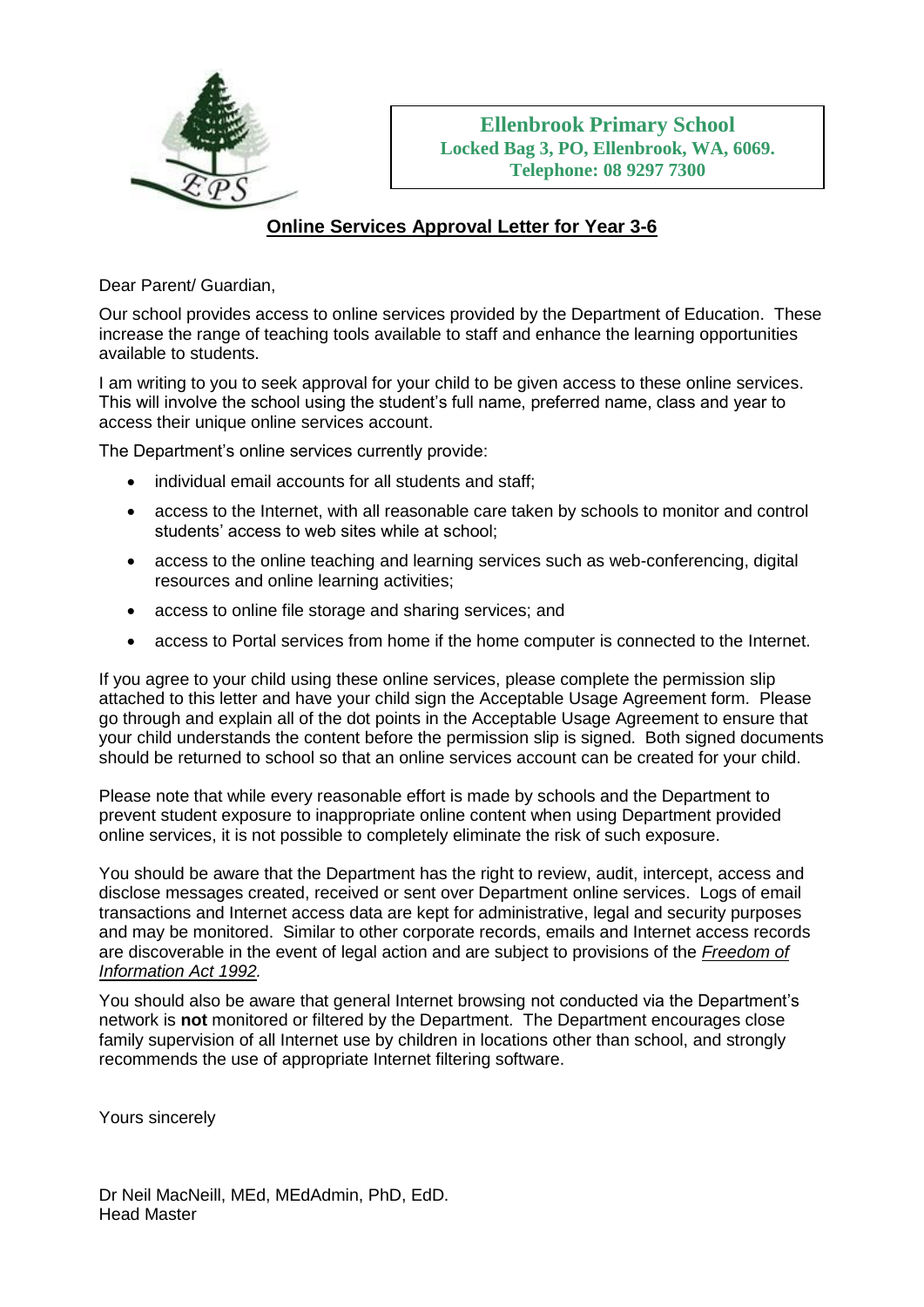**Ellenbrook Primary School**
**Locked Bag 3, PO, Ellenbrook, WA, 6069.**
**Telephone: 08 9297 7300**

## Online Services Approval Letter for Year 3-6

Dear Parent/ Guardian,

Our school provides access to online services provided by the Department of Education. These increase the range of teaching tools available to staff and enhance the learning opportunities available to students.

I am writing to you to seek approval for your child to be given access to these online services. This will involve the school using the student's full name, preferred name, class and year to access their unique online services account.

The Department's online services currently provide:

- individual email accounts for all students and staff;
- access to the Internet, with all reasonable care taken by schools to monitor and control students' access to web sites while at school;
- access to the online teaching and learning services such as web-conferencing, digital resources and online learning activities;
- access to online file storage and sharing services; and
- access to Portal services from home if the home computer is connected to the Internet.

If you agree to your child using these online services, please complete the permission slip attached to this letter and have your child sign the Acceptable Usage Agreement form. Please go through and explain all of the dot points in the Acceptable Usage Agreement to ensure that your child understands the content before the permission slip is signed. Both signed documents should be returned to school so that an online services account can be created for your child.

Please note that while every reasonable effort is made by schools and the Department to prevent student exposure to inappropriate online content when using Department provided online services, it is not possible to completely eliminate the risk of such exposure.

You should be aware that the Department has the right to review, audit, intercept, access and disclose messages created, received or sent over Department online services. Logs of email transactions and Internet access data are kept for administrative, legal and security purposes and may be monitored. Similar to other corporate records, emails and Internet access records are discoverable in the event of legal action and are subject to provisions of the *Freedom of Information Act 1992.*

You should also be aware that general Internet browsing not conducted via the Department's network is **not** monitored or filtered by the Department. The Department encourages close family supervision of all Internet use by children in locations other than school, and strongly recommends the use of appropriate Internet filtering software.

Yours sincerely

Dr Neil MacNeill, MEd, MEdAdmin, PhD, EdD.
Head Master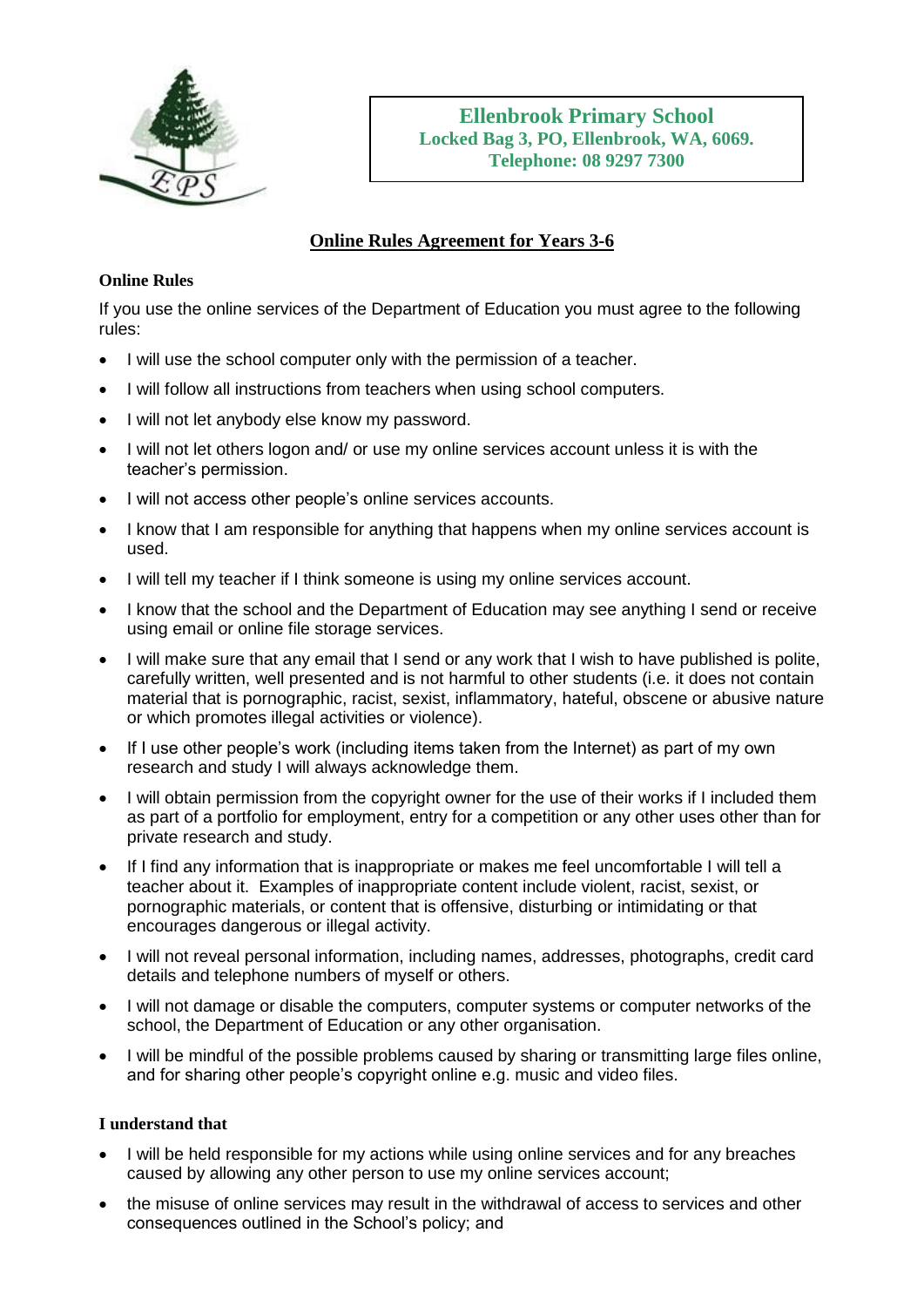**Ellenbrook Primary School**
**Locked Bag 3, PO, Ellenbrook, WA, 6069.**
**Telephone: 08 9297 7300**

## Online Rules Agreement for Years 3-6

**Online Rules**

If you use the online services of the Department of Education you must agree to the following rules:

- I will use the school computer only with the permission of a teacher.
- I will follow all instructions from teachers when using school computers.
- I will not let anybody else know my password.
- I will not let others logon and/ or use my online services account unless it is with the teacher's permission.
- I will not access other people's online services accounts.
- I know that I am responsible for anything that happens when my online services account is used.
- I will tell my teacher if I think someone is using my online services account.
- I know that the school and the Department of Education may see anything I send or receive using email or online file storage services.
- I will make sure that any email that I send or any work that I wish to have published is polite, carefully written, well presented and is not harmful to other students (i.e. it does not contain material that is pornographic, racist, sexist, inflammatory, hateful, obscene or abusive nature or which promotes illegal activities or violence).
- If I use other people's work (including items taken from the Internet) as part of my own research and study I will always acknowledge them.
- I will obtain permission from the copyright owner for the use of their works if I included them as part of a portfolio for employment, entry for a competition or any other uses other than for private research and study.
- If I find any information that is inappropriate or makes me feel uncomfortable I will tell a teacher about it. Examples of inappropriate content include violent, racist, sexist, or pornographic materials, or content that is offensive, disturbing or intimidating or that encourages dangerous or illegal activity.
- I will not reveal personal information, including names, addresses, photographs, credit card details and telephone numbers of myself or others.
- I will not damage or disable the computers, computer systems or computer networks of the school, the Department of Education or any other organisation.
- I will be mindful of the possible problems caused by sharing or transmitting large files online, and for sharing other people's copyright online e.g. music and video files.

**I understand that**

- I will be held responsible for my actions while using online services and for any breaches caused by allowing any other person to use my online services account;
- the misuse of online services may result in the withdrawal of access to services and other consequences outlined in the School's policy; and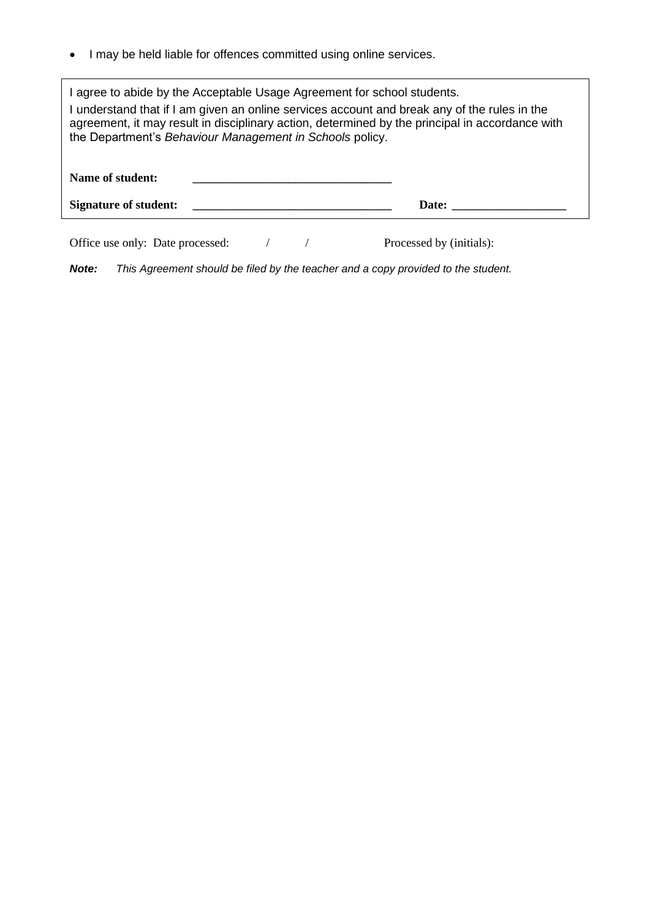- I may be held liable for offences committed using online services.

I agree to abide by the Acceptable Usage Agreement for school students.

I understand that if I am given an online services account and break any of the rules in the agreement, it may result in disciplinary action, determined by the principal in accordance with the Department's *Behaviour Management in Schools* policy.

**Name of student:** _______________________________

**Signature of student:** _______________________________ **Date:** __________________

Office use only: Date processed: / / Processed by (initials):

***Note:*** *This Agreement should be filed by the teacher and a copy provided to the student.*